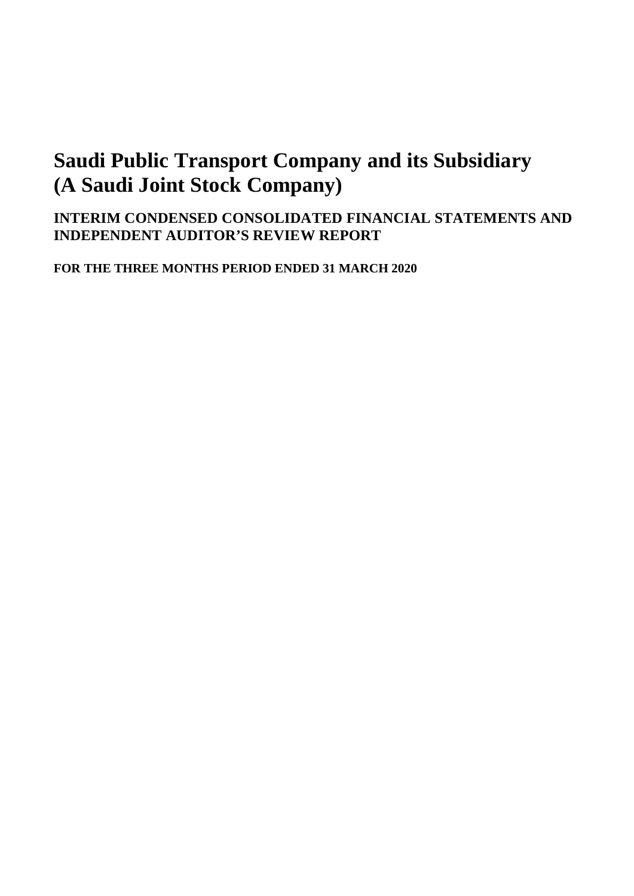# Saudi Public Transport Company and its Subsidiary
# (A Saudi Joint Stock Company)

## INTERIM CONDENSED CONSOLIDATED FINANCIAL STATEMENTS AND INDEPENDENT AUDITOR'S REVIEW REPORT

**FOR THE THREE MONTHS PERIOD ENDED 31 MARCH 2020**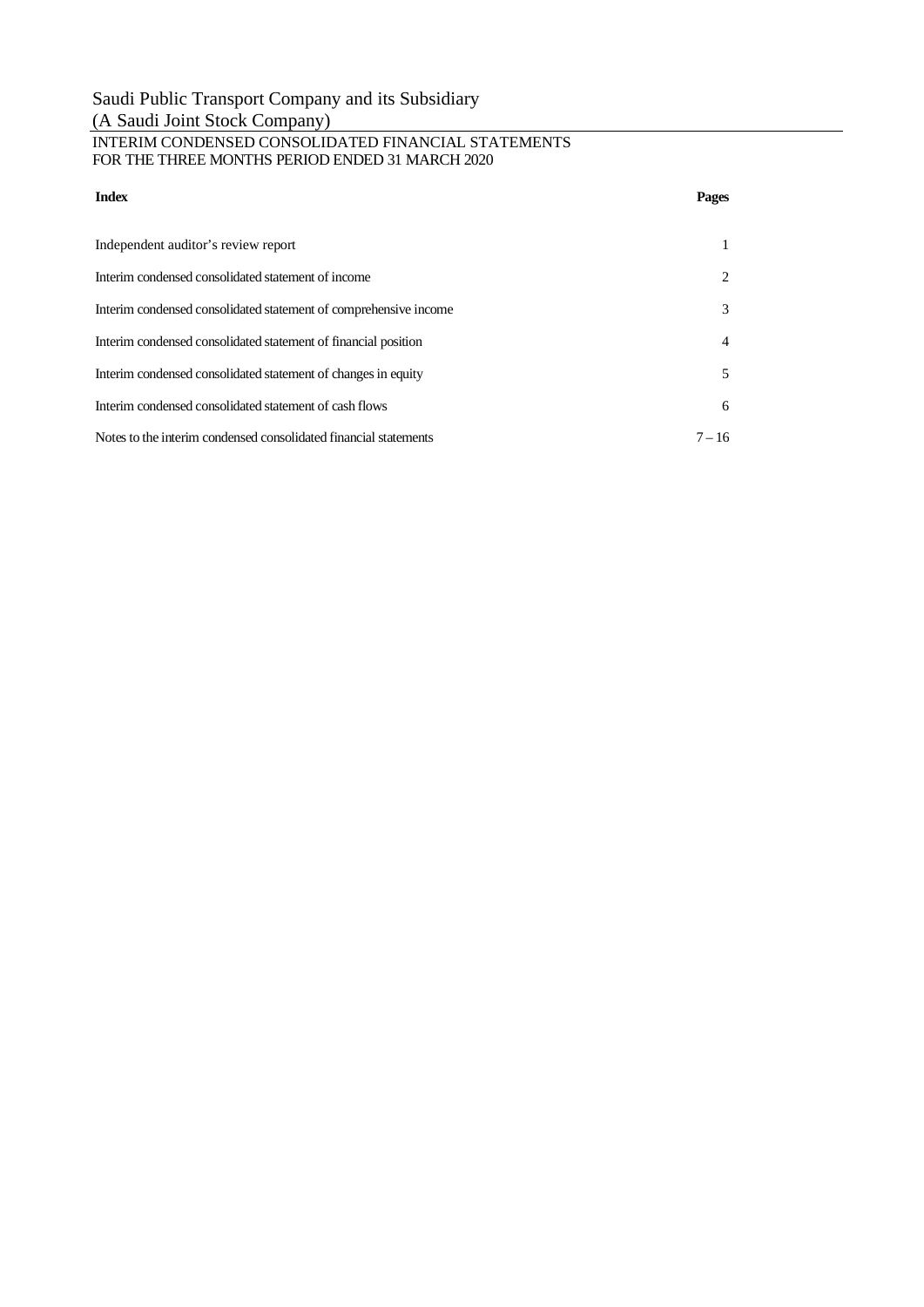# Saudi Public Transport Company and its Subsidiary
(A Saudi Joint Stock Company)

INTERIM CONDENSED CONSOLIDATED FINANCIAL STATEMENTS
FOR THE THREE MONTHS PERIOD ENDED 31 MARCH 2020

| **Index** | **Pages** |
|---|---|
| Independent auditor's review report | 1 |
| Interim condensed consolidated statement of income | 2 |
| Interim condensed consolidated statement of comprehensive income | 3 |
| Interim condensed consolidated statement of financial position | 4 |
| Interim condensed consolidated statement of changes in equity | 5 |
| Interim condensed consolidated statement of cash flows | 6 |
| Notes to the interim condensed consolidated financial statements | 7 – 16 |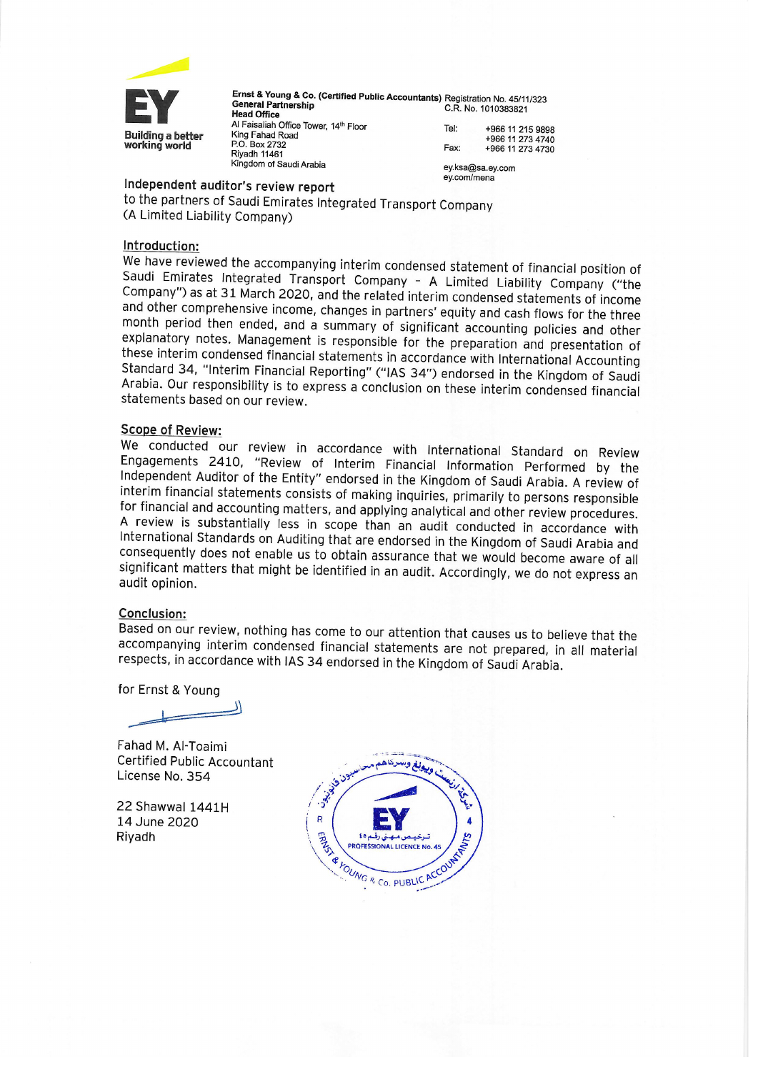Ernst & Young & Co. (Certified Public Accountants) General Partnership
Head Office
Al Faisaliah Office Tower, 14th Floor
King Fahad Road
P.O. Box 2732
Riyadh 11461
Kingdom of Saudi Arabia

Registration No. 45/11/323
C.R. No. 1010383821

Tel: +966 11 215 9898
+966 11 273 4740
Fax: +966 11 273 4730

ey.ksa@sa.ey.com
ey.com/mena

## Independent auditor's review report

to the partners of Saudi Emirates Integrated Transport Company
(A Limited Liability Company)

### Introduction:

We have reviewed the accompanying interim condensed statement of financial position of Saudi Emirates Integrated Transport Company - A Limited Liability Company ("the Company") as at 31 March 2020, and the related interim condensed statements of income and other comprehensive income, changes in partners' equity and cash flows for the three month period then ended, and a summary of significant accounting policies and other explanatory notes. Management is responsible for the preparation and presentation of these interim condensed financial statements in accordance with International Accounting Standard 34, "Interim Financial Reporting" ("IAS 34") endorsed in the Kingdom of Saudi Arabia. Our responsibility is to express a conclusion on these interim condensed financial statements based on our review.

### Scope of Review:

We conducted our review in accordance with International Standard on Review Engagements 2410, "Review of Interim Financial Information Performed by the Independent Auditor of the Entity" endorsed in the Kingdom of Saudi Arabia. A review of interim financial statements consists of making inquiries, primarily to persons responsible for financial and accounting matters, and applying analytical and other review procedures. A review is substantially less in scope than an audit conducted in accordance with International Standards on Auditing that are endorsed in the Kingdom of Saudi Arabia and consequently does not enable us to obtain assurance that we would become aware of all significant matters that might be identified in an audit. Accordingly, we do not express an audit opinion.

### Conclusion:

Based on our review, nothing has come to our attention that causes us to believe that the accompanying interim condensed financial statements are not prepared, in all material respects, in accordance with IAS 34 endorsed in the Kingdom of Saudi Arabia.

for Ernst & Young

Fahad M. Al-Toaimi
Certified Public Accountant
License No. 354

22 Shawwal 1441H
14 June 2020
Riyadh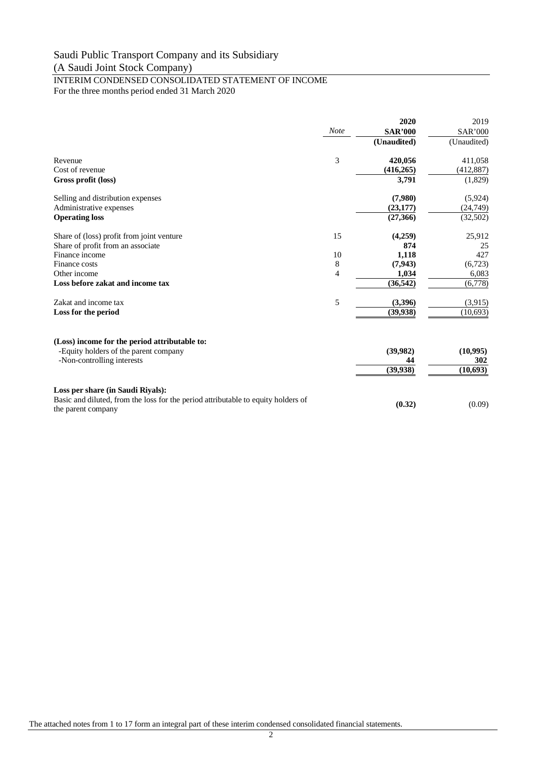# Saudi Public Transport Company and its Subsidiary

(A Saudi Joint Stock Company)

## INTERIM CONDENSED CONSOLIDATED STATEMENT OF INCOME

For the three months period ended 31 March 2020

| | *Note* | **2020 SAR'000 (Unaudited)** | 2019 SAR'000 (Unaudited) |
|---|---|---|---|
| Revenue | 3 | **420,056** | 411,058 |
| Cost of revenue | | **(416,265)** | (412,887) |
| **Gross profit (loss)** | | **3,791** | (1,829) |
| Selling and distribution expenses | | **(7,980)** | (5,924) |
| Administrative expenses | | **(23,177)** | (24,749) |
| **Operating loss** | | **(27,366)** | (32,502) |
| Share of (loss) profit from joint venture | 15 | **(4,259)** | 25,912 |
| Share of profit from an associate | | **874** | 25 |
| Finance income | 10 | **1,118** | 427 |
| Finance costs | 8 | **(7,943)** | (6,723) |
| Other income | 4 | **1,034** | 6,083 |
| **Loss before zakat and income tax** | | **(36,542)** | (6,778) |
| Zakat and income tax | 5 | **(3,396)** | (3,915) |
| **Loss for the period** | | **(39,938)** | (10,693) |
| **(Loss) income for the period attributable to:** | | | |
| -Equity holders of the parent company | | **(39,982)** | **(10,995)** |
| -Non-controlling interests | | **44** | **302** |
| | | **(39,938)** | **(10,693)** |
| **Loss per share (in Saudi Riyals):** | | | |
| Basic and diluted, from the loss for the period attributable to equity holders of the parent company | | **(0.32)** | (0.09) |

The attached notes from 1 to 17 form an integral part of these interim condensed consolidated financial statements.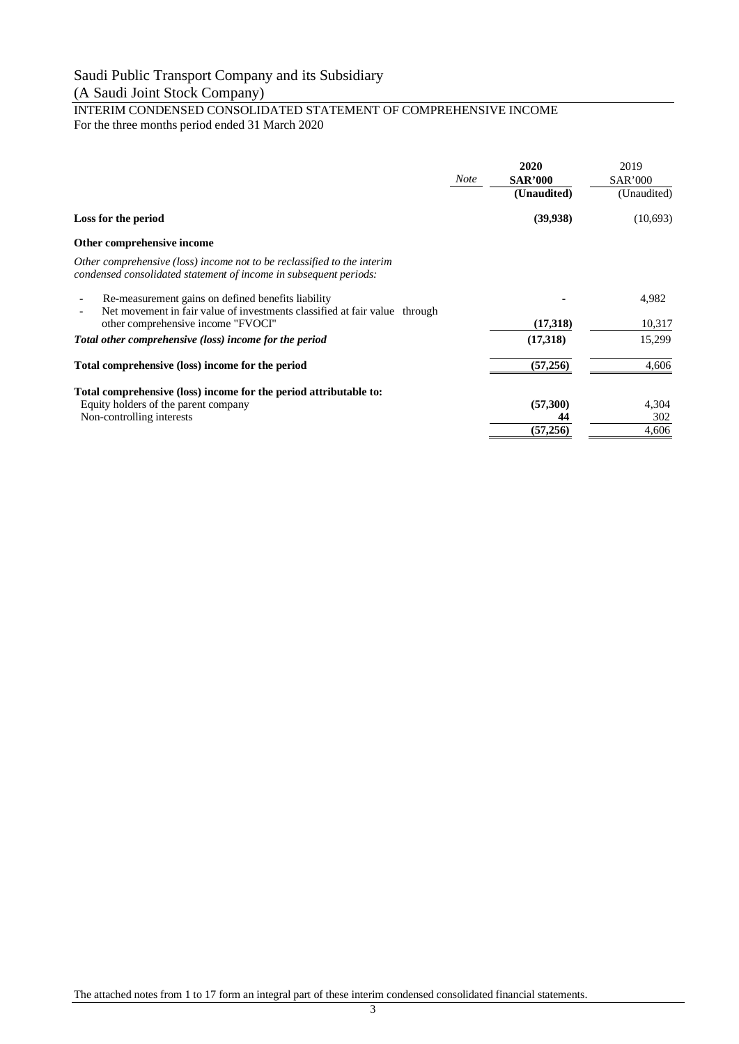# Saudi Public Transport Company and its Subsidiary
(A Saudi Joint Stock Company)

## INTERIM CONDENSED CONSOLIDATED STATEMENT OF COMPREHENSIVE INCOME
For the three months period ended 31 March 2020

| | *Note* | **2020 SAR'000 (Unaudited)** | 2019 SAR'000 (Unaudited) |
|---|---|---|---|
| **Loss for the period** | | **(39,938)** | (10,693) |
| **Other comprehensive income** | | | |
| *Other comprehensive (loss) income not to be reclassified to the interim condensed consolidated statement of income in subsequent periods:* | | | |
| - Re-measurement gains on defined benefits liability | | - | 4,982 |
| - Net movement in fair value of investments classified at fair value through other comprehensive income "FVOCI" | | **(17,318)** | 10,317 |
| ***Total other comprehensive (loss) income for the period*** | | **(17,318)** | 15,299 |
| **Total comprehensive (loss) income for the period** | | **(57,256)** | 4,606 |
| **Total comprehensive (loss) income for the period attributable to:** | | | |
| Equity holders of the parent company | | **(57,300)** | 4,304 |
| Non-controlling interests | | **44** | 302 |
| | | **(57,256)** | 4,606 |

The attached notes from 1 to 17 form an integral part of these interim condensed consolidated financial statements.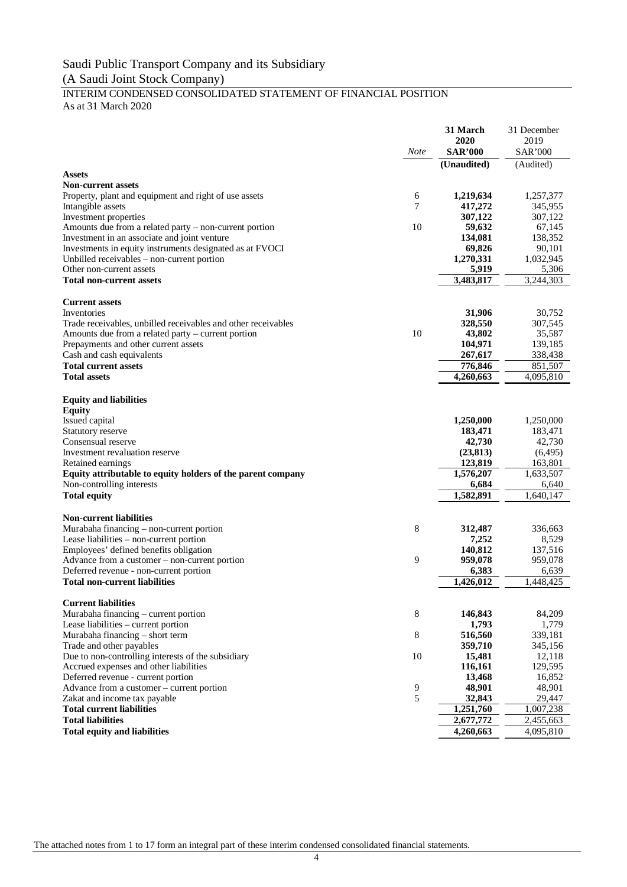# Saudi Public Transport Company and its Subsidiary

(A Saudi Joint Stock Company)

## INTERIM CONDENSED CONSOLIDATED STATEMENT OF FINANCIAL POSITION

As at 31 March 2020

| | *Note* | **31 March 2020 SAR'000** | 31 December 2019 SAR'000 |
|---|---|---|---|
| | | **(Unaudited)** | (Audited) |
| **Assets** | | | |
| **Non-current assets** | | | |
| Property, plant and equipment and right of use assets | 6 | **1,219,634** | 1,257,377 |
| Intangible assets | 7 | **417,272** | 345,955 |
| Investment properties | | **307,122** | 307,122 |
| Amounts due from a related party – non-current portion | 10 | **59,632** | 67,145 |
| Investment in an associate and joint venture | | **134,081** | 138,352 |
| Investments in equity instruments designated as at FVOCI | | **69,826** | 90,101 |
| Unbilled receivables – non-current portion | | **1,270,331** | 1,032,945 |
| Other non-current assets | | **5,919** | 5,306 |
| **Total non-current assets** | | **3,483,817** | 3,244,303 |
| | | | |
| **Current assets** | | | |
| Inventories | | **31,906** | 30,752 |
| Trade receivables, unbilled receivables and other receivables | | **328,550** | 307,545 |
| Amounts due from a related party – current portion | 10 | **43,802** | 35,587 |
| Prepayments and other current assets | | **104,971** | 139,185 |
| Cash and cash equivalents | | **267,617** | 338,438 |
| **Total current assets** | | **776,846** | 851,507 |
| **Total assets** | | **4,260,663** | 4,095,810 |
| | | | |
| **Equity and liabilities** | | | |
| **Equity** | | | |
| Issued capital | | **1,250,000** | 1,250,000 |
| Statutory reserve | | **183,471** | 183,471 |
| Consensual reserve | | **42,730** | 42,730 |
| Investment revaluation reserve | | **(23,813)** | (6,495) |
| Retained earnings | | **123,819** | 163,801 |
| **Equity attributable to equity holders of the parent company** | | **1,576,207** | 1,633,507 |
| Non-controlling interests | | **6,684** | 6,640 |
| **Total equity** | | **1,582,891** | 1,640,147 |
| | | | |
| **Non-current liabilities** | | | |
| Murabaha financing – non-current portion | 8 | **312,487** | 336,663 |
| Lease liabilities – non-current portion | | **7,252** | 8,529 |
| Employees' defined benefits obligation | | **140,812** | 137,516 |
| Advance from a customer – non-current portion | 9 | **959,078** | 959,078 |
| Deferred revenue - non-current portion | | **6,383** | 6,639 |
| **Total non-current liabilities** | | **1,426,012** | 1,448,425 |
| | | | |
| **Current liabilities** | | | |
| Murabaha financing – current portion | 8 | **146,843** | 84,209 |
| Lease liabilities – current portion | | **1,793** | 1,779 |
| Murabaha financing – short term | 8 | **516,560** | 339,181 |
| Trade and other payables | | **359,710** | 345,156 |
| Due to non-controlling interests of the subsidiary | 10 | **15,481** | 12,118 |
| Accrued expenses and other liabilities | | **116,161** | 129,595 |
| Deferred revenue - current portion | | **13,468** | 16,852 |
| Advance from a customer – current portion | 9 | **48,901** | 48,901 |
| Zakat and income tax payable | 5 | **32,843** | 29,447 |
| **Total current liabilities** | | **1,251,760** | 1,007,238 |
| **Total liabilities** | | **2,677,772** | 2,455,663 |
| **Total equity and liabilities** | | **4,260,663** | 4,095,810 |

The attached notes from 1 to 17 form an integral part of these interim condensed consolidated financial statements.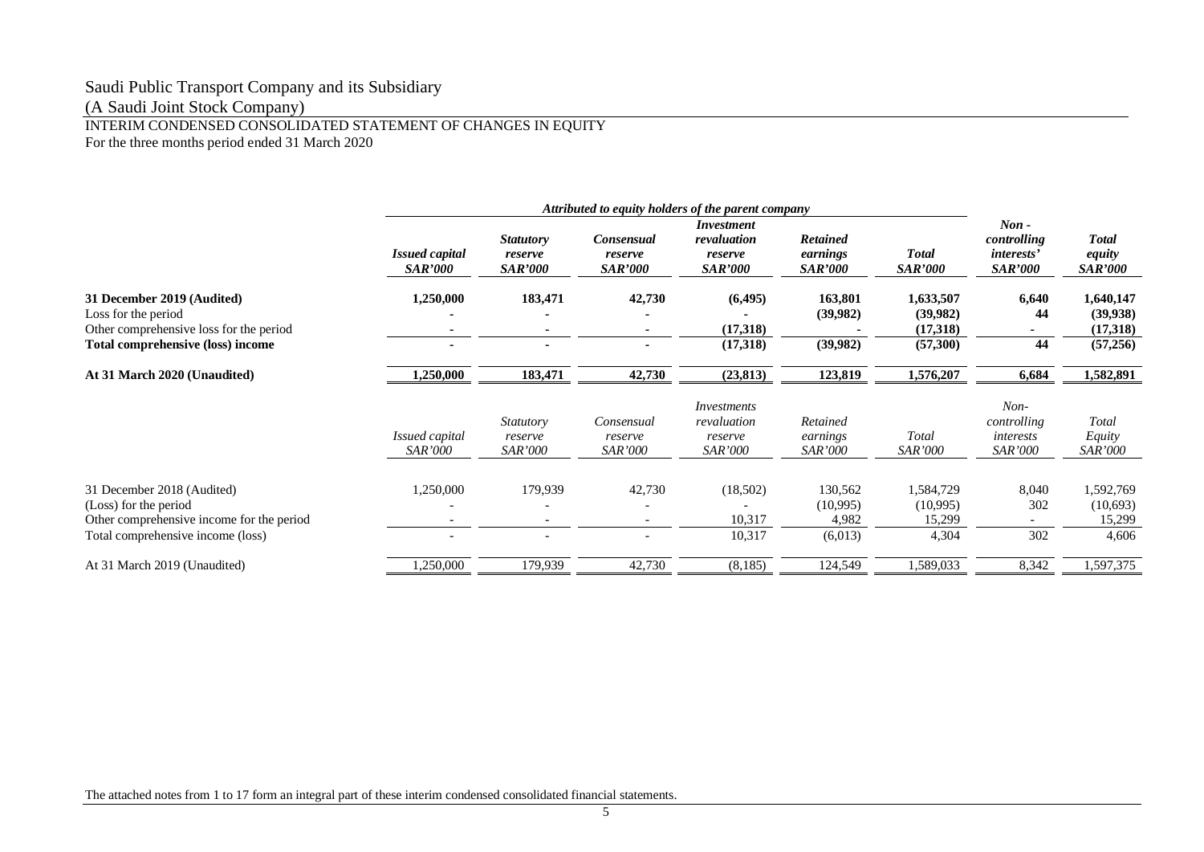# Saudi Public Transport Company and its Subsidiary

(A Saudi Joint Stock Company)

INTERIM CONDENSED CONSOLIDATED STATEMENT OF CHANGES IN EQUITY

For the three months period ended 31 March 2020

| | *Attributed to equity holders of the parent company* | | | | | | | |
|---|---|---|---|---|---|---|---|---|
| | ***Issued capital SAR'000*** | ***Statutory reserve SAR'000*** | ***Consensual reserve SAR'000*** | ***Investment revaluation reserve SAR'000*** | ***Retained earnings SAR'000*** | ***Total SAR'000*** | ***Non - controlling interests' SAR'000*** | ***Total equity SAR'000*** |
| **31 December 2019 (Audited)** | **1,250,000** | **183,471** | **42,730** | **(6,495)** | **163,801** | **1,633,507** | **6,640** | **1,640,147** |
| Loss for the period | **-** | **-** | **-** | **-** | **(39,982)** | **(39,982)** | **44** | **(39,938)** |
| Other comprehensive loss for the period | **-** | **-** | **-** | **(17,318)** | **-** | **(17,318)** | **-** | **(17,318)** |
| **Total comprehensive (loss) income** | **-** | **-** | **-** | **(17,318)** | **(39,982)** | **(57,300)** | **44** | **(57,256)** |
| **At 31 March 2020 (Unaudited)** | **1,250,000** | **183,471** | **42,730** | **(23,813)** | **123,819** | **1,576,207** | **6,684** | **1,582,891** |

| | *Issued capital SAR'000* | *Statutory reserve SAR'000* | *Consensual reserve SAR'000* | *Investments revaluation reserve SAR'000* | *Retained earnings SAR'000* | *Total SAR'000* | *Non-controlling interests SAR'000* | *Total Equity SAR'000* |
|---|---|---|---|---|---|---|---|---|
| 31 December 2018 (Audited) | 1,250,000 | 179,939 | 42,730 | (18,502) | 130,562 | 1,584,729 | 8,040 | 1,592,769 |
| (Loss) for the period | - | - | - | - | (10,995) | (10,995) | 302 | (10,693) |
| Other comprehensive income for the period | - | - | - | 10,317 | 4,982 | 15,299 | - | 15,299 |
| Total comprehensive income (loss) | - | - | - | 10,317 | (6,013) | 4,304 | 302 | 4,606 |
| At 31 March 2019 (Unaudited) | 1,250,000 | 179,939 | 42,730 | (8,185) | 124,549 | 1,589,033 | 8,342 | 1,597,375 |

The attached notes from 1 to 17 form an integral part of these interim condensed consolidated financial statements.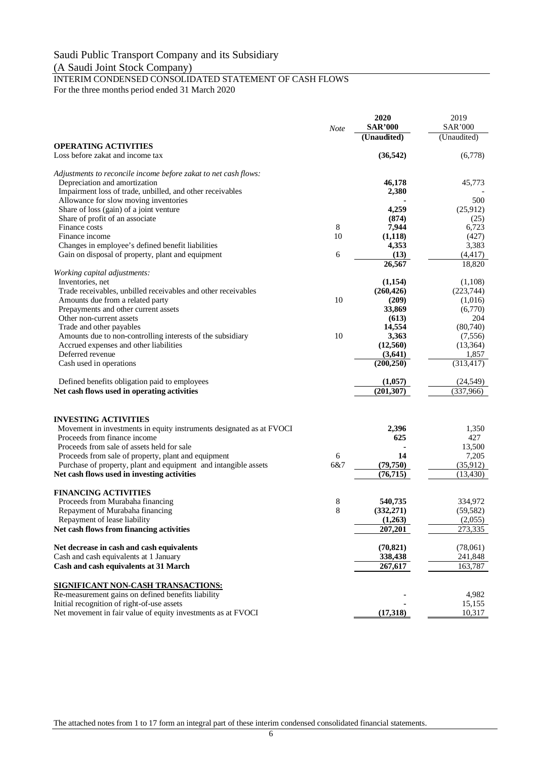# Saudi Public Transport Company and its Subsidiary

(A Saudi Joint Stock Company)

## INTERIM CONDENSED CONSOLIDATED STATEMENT OF CASH FLOWS

For the three months period ended 31 March 2020

| | *Note* | **2020** **SAR'000** **(Unaudited)** | 2019 SAR'000 (Unaudited) |
|---|---|---|---|
| **OPERATING ACTIVITIES** | | | |
| Loss before zakat and income tax | | **(36,542)** | (6,778) |
| *Adjustments to reconcile income before zakat to net cash flows:* | | | |
| Depreciation and amortization | | **46,178** | 45,773 |
| Impairment loss of trade, unbilled, and other receivables | | **2,380** | - |
| Allowance for slow moving inventories | | **-** | 500 |
| Share of loss (gain) of a joint venture | | **4,259** | (25,912) |
| Share of profit of an associate | | **(874)** | (25) |
| Finance costs | 8 | **7,944** | 6,723 |
| Finance income | 10 | **(1,118)** | (427) |
| Changes in employee's defined benefit liabilities | | **4,353** | 3,383 |
| Gain on disposal of property, plant and equipment | 6 | **(13)** | (4,417) |
| | | **26,567** | 18,820 |
| *Working capital adjustments:* | | | |
| Inventories, net | | **(1,154)** | (1,108) |
| Trade receivables, unbilled receivables and other receivables | | **(260,426)** | (223,744) |
| Amounts due from a related party | 10 | **(209)** | (1,016) |
| Prepayments and other current assets | | **33,869** | (6,770) |
| Other non-current assets | | **(613)** | 204 |
| Trade and other payables | | **14,554** | (80,740) |
| Amounts due to non-controlling interests of the subsidiary | 10 | **3,363** | (7,556) |
| Accrued expenses and other liabilities | | **(12,560)** | (13,364) |
| Deferred revenue | | **(3,641)** | 1,857 |
| Cash used in operations | | **(200,250)** | (313,417) |
| Defined benefits obligation paid to employees | | **(1,057)** | (24,549) |
| **Net cash flows used in operating activities** | | **(201,307)** | (337,966) |
| **INVESTING ACTIVITIES** | | | |
| Movement in investments in equity instruments designated as at FVOCI | | **2,396** | 1,350 |
| Proceeds from finance income | | **625** | 427 |
| Proceeds from sale of assets held for sale | | **-** | 13,500 |
| Proceeds from sale of property, plant and equipment | 6 | **14** | 7,205 |
| Purchase of property, plant and equipment and intangible assets | 6&7 | **(79,750)** | (35,912) |
| **Net cash flows used in investing activities** | | **(76,715)** | (13,430) |
| **FINANCING ACTIVITIES** | | | |
| Proceeds from Murabaha financing | 8 | **540,735** | 334,972 |
| Repayment of Murabaha financing | 8 | **(332,271)** | (59,582) |
| Repayment of lease liability | | **(1,263)** | (2,055) |
| **Net cash flows from financing activities** | | **207,201** | 273,335 |
| **Net decrease in cash and cash equivalents** | | **(70,821)** | (78,061) |
| Cash and cash equivalents at 1 January | | **338,438** | 241,848 |
| **Cash and cash equivalents at 31 March** | | **267,617** | 163,787 |
| **SIGNIFICANT NON-CASH TRANSACTIONS:** | | | |
| Re-measurement gains on defined benefits liability | | **-** | 4,982 |
| Initial recognition of right-of-use assets | | **-** | 15,155 |
| Net movement in fair value of equity investments as at FVOCI | | **(17,318)** | 10,317 |

The attached notes from 1 to 17 form an integral part of these interim condensed consolidated financial statements.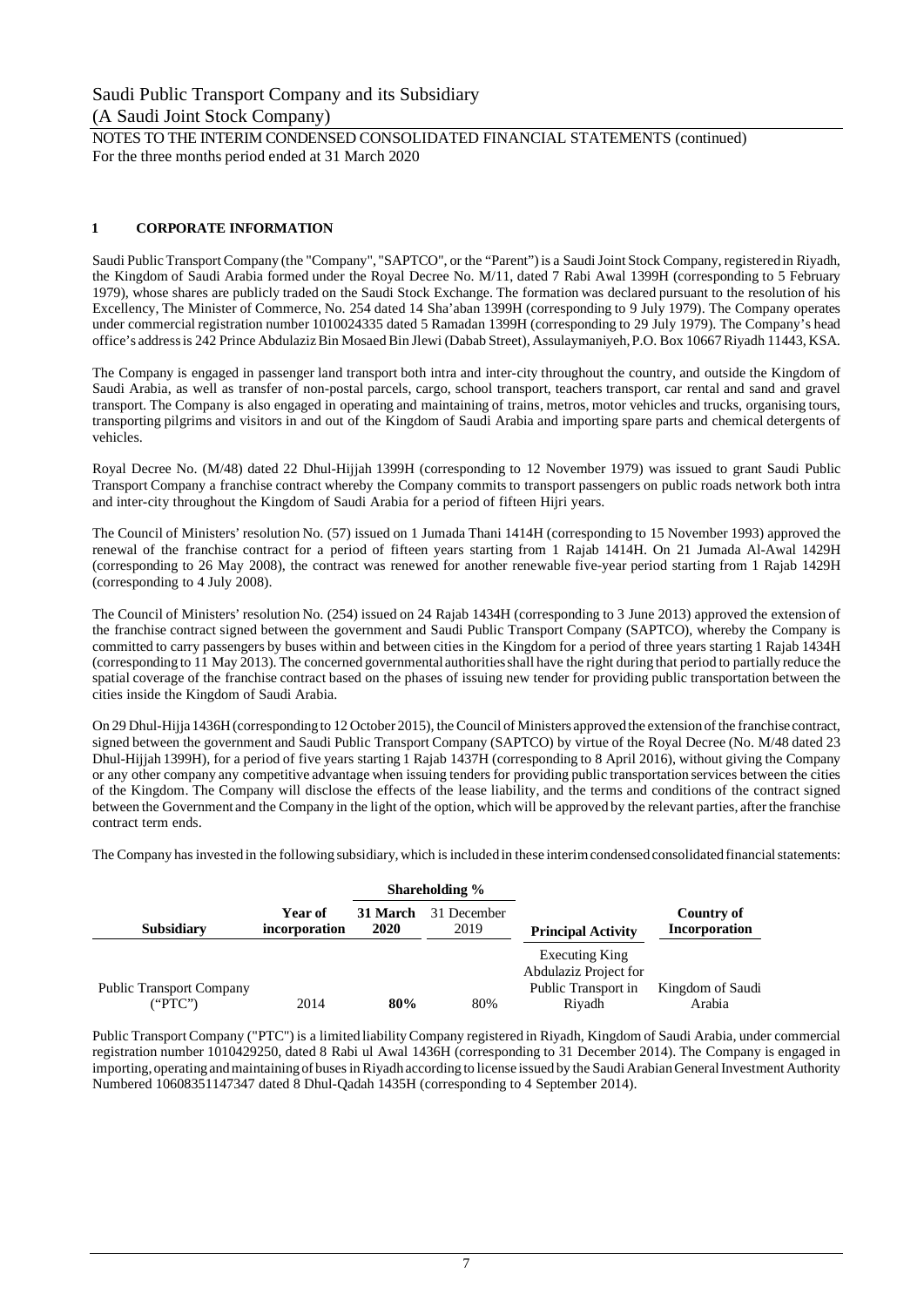Saudi Public Transport Company and its Subsidiary

(A Saudi Joint Stock Company)

NOTES TO THE INTERIM CONDENSED CONSOLIDATED FINANCIAL STATEMENTS (continued)

For the three months period ended at 31 March 2020

## 1 CORPORATE INFORMATION

Saudi Public Transport Company (the "Company", "SAPTCO", or the "Parent") is a Saudi Joint Stock Company, registered in Riyadh, the Kingdom of Saudi Arabia formed under the Royal Decree No. M/11, dated 7 Rabi Awal 1399H (corresponding to 5 February 1979), whose shares are publicly traded on the Saudi Stock Exchange. The formation was declared pursuant to the resolution of his Excellency, The Minister of Commerce, No. 254 dated 14 Sha'aban 1399H (corresponding to 9 July 1979). The Company operates under commercial registration number 1010024335 dated 5 Ramadan 1399H (corresponding to 29 July 1979). The Company's head office's address is 242 Prince Abdulaziz Bin Mosaed Bin Jlewi (Dabab Street), Assulaymaniyeh, P.O. Box 10667 Riyadh 11443, KSA.

The Company is engaged in passenger land transport both intra and inter-city throughout the country, and outside the Kingdom of Saudi Arabia, as well as transfer of non-postal parcels, cargo, school transport, teachers transport, car rental and sand and gravel transport. The Company is also engaged in operating and maintaining of trains, metros, motor vehicles and trucks, organising tours, transporting pilgrims and visitors in and out of the Kingdom of Saudi Arabia and importing spare parts and chemical detergents of vehicles.

Royal Decree No. (M/48) dated 22 Dhul-Hijjah 1399H (corresponding to 12 November 1979) was issued to grant Saudi Public Transport Company a franchise contract whereby the Company commits to transport passengers on public roads network both intra and inter-city throughout the Kingdom of Saudi Arabia for a period of fifteen Hijri years.

The Council of Ministers' resolution No. (57) issued on 1 Jumada Thani 1414H (corresponding to 15 November 1993) approved the renewal of the franchise contract for a period of fifteen years starting from 1 Rajab 1414H. On 21 Jumada Al-Awal 1429H (corresponding to 26 May 2008), the contract was renewed for another renewable five-year period starting from 1 Rajab 1429H (corresponding to 4 July 2008).

The Council of Ministers' resolution No. (254) issued on 24 Rajab 1434H (corresponding to 3 June 2013) approved the extension of the franchise contract signed between the government and Saudi Public Transport Company (SAPTCO), whereby the Company is committed to carry passengers by buses within and between cities in the Kingdom for a period of three years starting 1 Rajab 1434H (corresponding to 11 May 2013). The concerned governmental authorities shall have the right during that period to partially reduce the spatial coverage of the franchise contract based on the phases of issuing new tender for providing public transportation between the cities inside the Kingdom of Saudi Arabia.

On 29 Dhul-Hijja 1436H (corresponding to 12 October 2015), the Council of Ministers approved the extension of the franchise contract, signed between the government and Saudi Public Transport Company (SAPTCO) by virtue of the Royal Decree (No. M/48 dated 23 Dhul-Hijjah 1399H), for a period of five years starting 1 Rajab 1437H (corresponding to 8 April 2016), without giving the Company or any other company any competitive advantage when issuing tenders for providing public transportation services between the cities of the Kingdom. The Company will disclose the effects of the lease liability, and the terms and conditions of the contract signed between the Government and the Company in the light of the option, which will be approved by the relevant parties, after the franchise contract term ends.

The Company has invested in the following subsidiary, which is included in these interim condensed consolidated financial statements:

| Subsidiary | Year of incorporation | Shareholding % | | Principal Activity | Country of Incorporation |
|---|---|---|---|---|---|
| | | **31 March 2020** | 31 December 2019 | | |
| Public Transport Company ("PTC") | 2014 | **80%** | 80% | Executing King Abdulaziz Project for Public Transport in Riyadh | Kingdom of Saudi Arabia |

Public Transport Company ("PTC") is a limited liability Company registered in Riyadh, Kingdom of Saudi Arabia, under commercial registration number 1010429250, dated 8 Rabi ul Awal 1436H (corresponding to 31 December 2014). The Company is engaged in importing, operating and maintaining of buses in Riyadh according to license issued by the Saudi Arabian General Investment Authority Numbered 10608351147347 dated 8 Dhul-Qadah 1435H (corresponding to 4 September 2014).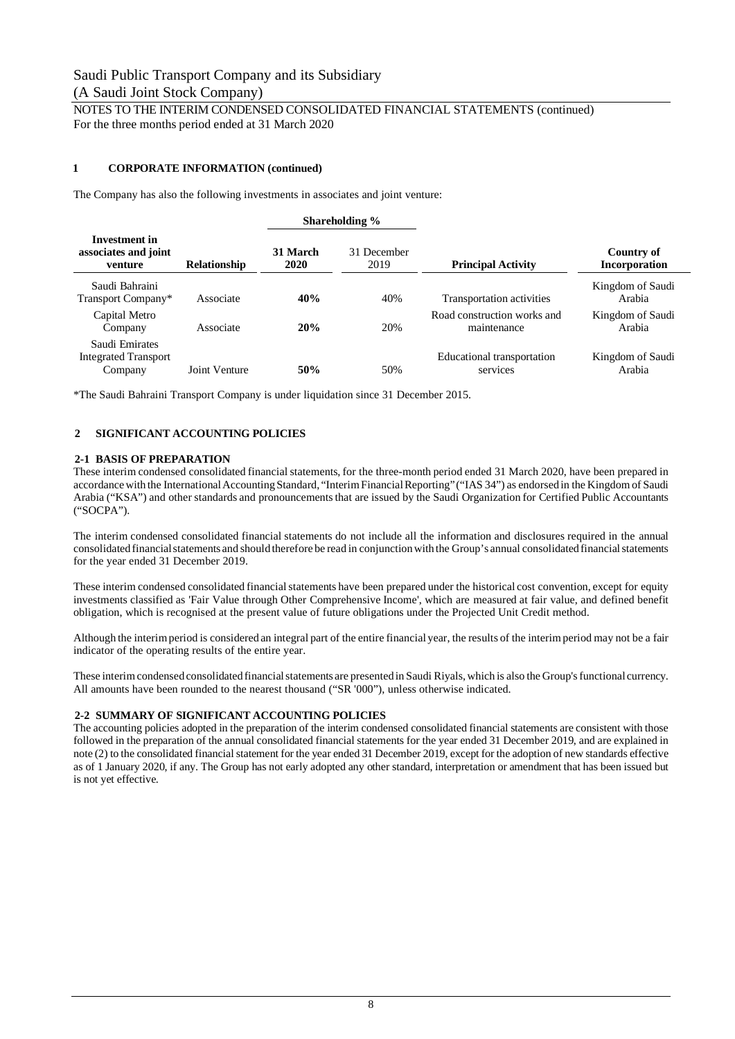## 1 CORPORATE INFORMATION (continued)

The Company has also the following investments in associates and joint venture:

| Investment in associates and joint venture | Relationship | Shareholding % | | Principal Activity | Country of Incorporation |
|---|---|---|---|---|---|
| | | **31 March 2020** | 31 December 2019 | | |
| Saudi Bahraini Transport Company* | Associate | **40%** | 40% | Transportation activities | Kingdom of Saudi Arabia |
| Capital Metro Company | Associate | **20%** | 20% | Road construction works and maintenance | Kingdom of Saudi Arabia |
| Saudi Emirates Integrated Transport Company | Joint Venture | **50%** | 50% | Educational transportation services | Kingdom of Saudi Arabia |

*The Saudi Bahraini Transport Company is under liquidation since 31 December 2015.

## 2 SIGNIFICANT ACCOUNTING POLICIES

### 2-1 BASIS OF PREPARATION

These interim condensed consolidated financial statements, for the three-month period ended 31 March 2020, have been prepared in accordance with the International Accounting Standard, "Interim Financial Reporting" ("IAS 34") as endorsed in the Kingdom of Saudi Arabia ("KSA") and other standards and pronouncements that are issued by the Saudi Organization for Certified Public Accountants ("SOCPA").

The interim condensed consolidated financial statements do not include all the information and disclosures required in the annual consolidated financial statements and should therefore be read in conjunction with the Group's annual consolidated financial statements for the year ended 31 December 2019.

These interim condensed consolidated financial statements have been prepared under the historical cost convention, except for equity investments classified as 'Fair Value through Other Comprehensive Income', which are measured at fair value, and defined benefit obligation, which is recognised at the present value of future obligations under the Projected Unit Credit method.

Although the interim period is considered an integral part of the entire financial year, the results of the interim period may not be a fair indicator of the operating results of the entire year.

These interim condensed consolidated financial statements are presented in Saudi Riyals, which is also the Group's functional currency. All amounts have been rounded to the nearest thousand ("SR '000"), unless otherwise indicated.

### 2-2 SUMMARY OF SIGNIFICANT ACCOUNTING POLICIES

The accounting policies adopted in the preparation of the interim condensed consolidated financial statements are consistent with those followed in the preparation of the annual consolidated financial statements for the year ended 31 December 2019, and are explained in note (2) to the consolidated financial statement for the year ended 31 December 2019, except for the adoption of new standards effective as of 1 January 2020, if any. The Group has not early adopted any other standard, interpretation or amendment that has been issued but is not yet effective.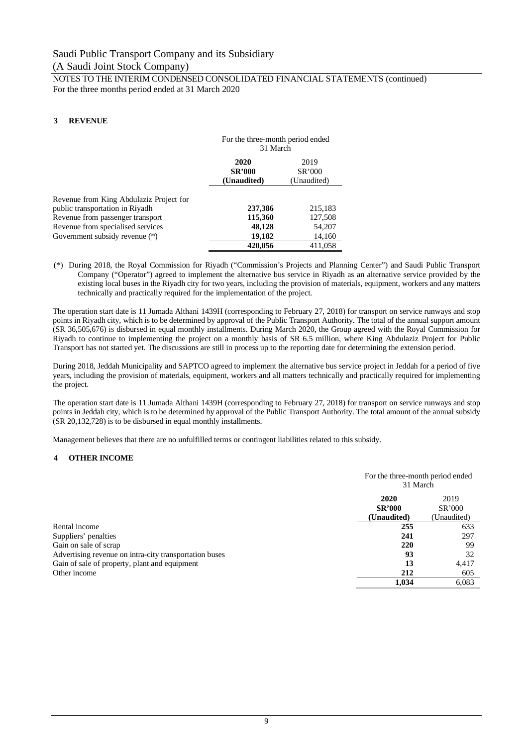Saudi Public Transport Company and its Subsidiary

(A Saudi Joint Stock Company)

NOTES TO THE INTERIM CONDENSED CONSOLIDATED FINANCIAL STATEMENTS (continued)

For the three months period ended at 31 March 2020

## 3 REVENUE

| | For the three-month period ended 31 March | |
|---|---|---|
| | **2020** **SR'000** **(Unaudited)** | 2019 SR'000 (Unaudited) |
| Revenue from King Abdulaziz Project for public transportation in Riyadh | **237,386** | 215,183 |
| Revenue from passenger transport | **115,360** | 127,508 |
| Revenue from specialised services | **48,128** | 54,207 |
| Government subsidy revenue (*) | **19,182** | 14,160 |
| | **420,056** | 411,058 |

(*) During 2018, the Royal Commission for Riyadh ("Commission's Projects and Planning Center") and Saudi Public Transport Company ("Operator") agreed to implement the alternative bus service in Riyadh as an alternative service provided by the existing local buses in the Riyadh city for two years, including the provision of materials, equipment, workers and any matters technically and practically required for the implementation of the project.

The operation start date is 11 Jumada Althani 1439H (corresponding to February 27, 2018) for transport on service runways and stop points in Riyadh city, which is to be determined by approval of the Public Transport Authority. The total of the annual support amount (SR 36,505,676) is disbursed in equal monthly installments. During March 2020, the Group agreed with the Royal Commission for Riyadh to continue to implementing the project on a monthly basis of SR 6.5 million, where King Abdulaziz Project for Public Transport has not started yet. The discussions are still in process up to the reporting date for determining the extension period.

During 2018, Jeddah Municipality and SAPTCO agreed to implement the alternative bus service project in Jeddah for a period of five years, including the provision of materials, equipment, workers and all matters technically and practically required for implementing the project.

The operation start date is 11 Jumada Althani 1439H (corresponding to February 27, 2018) for transport on service runways and stop points in Jeddah city, which is to be determined by approval of the Public Transport Authority. The total amount of the annual subsidy (SR 20,132,728) is to be disbursed in equal monthly installments.

Management believes that there are no unfulfilled terms or contingent liabilities related to this subsidy.

## 4 OTHER INCOME

| | For the three-month period ended 31 March | |
|---|---|---|
| | **2020** **SR'000** **(Unaudited)** | 2019 SR'000 (Unaudited) |
| Rental income | **255** | 633 |
| Suppliers' penalties | **241** | 297 |
| Gain on sale of scrap | **220** | 99 |
| Advertising revenue on intra-city transportation buses | **93** | 32 |
| Gain of sale of property, plant and equipment | **13** | 4,417 |
| Other income | **212** | 605 |
| | **1,034** | 6,083 |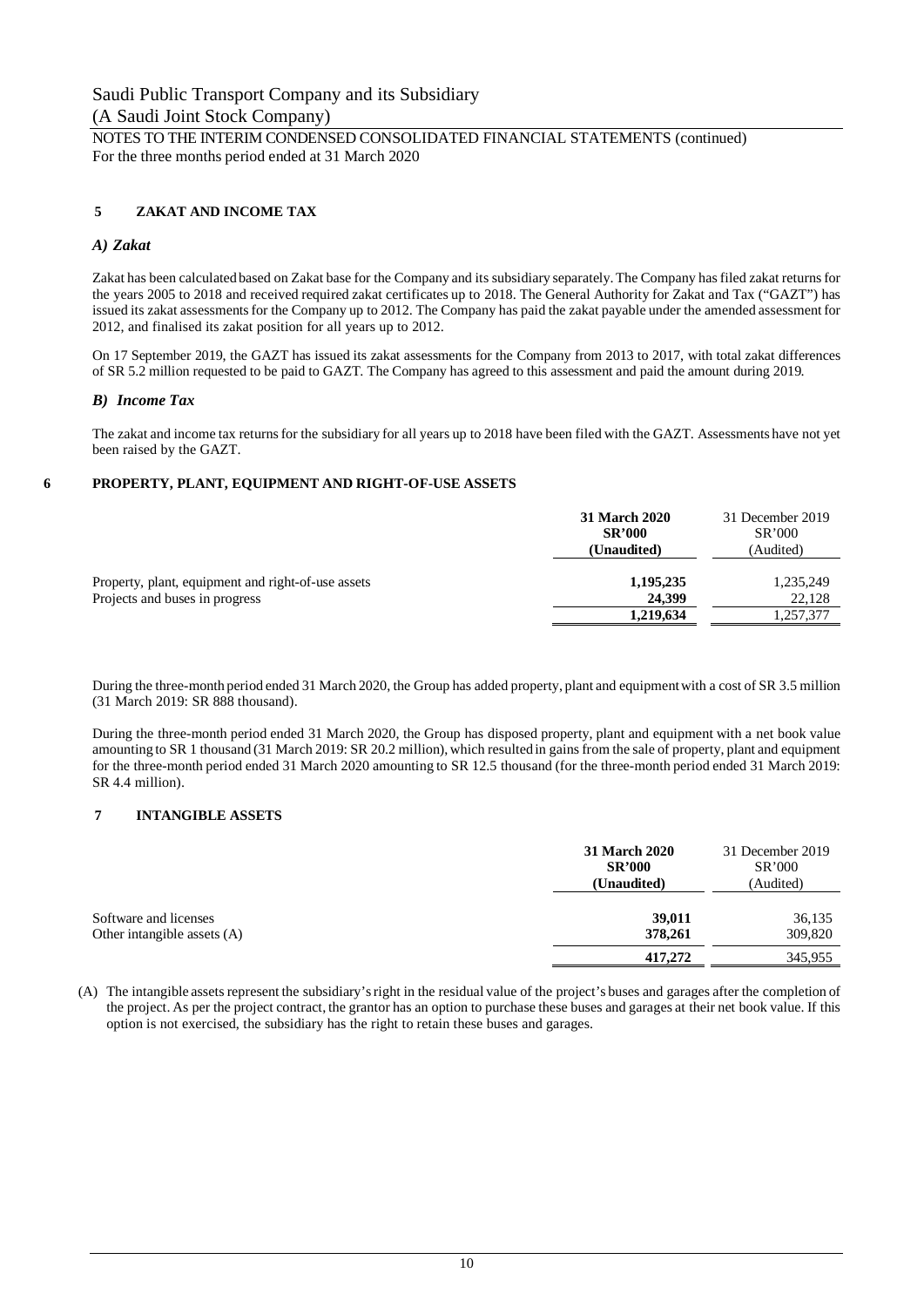## 5 ZAKAT AND INCOME TAX

### *A) Zakat*

Zakat has been calculated based on Zakat base for the Company and its subsidiary separately. The Company has filed zakat returns for the years 2005 to 2018 and received required zakat certificates up to 2018. The General Authority for Zakat and Tax ("GAZT") has issued its zakat assessments for the Company up to 2012. The Company has paid the zakat payable under the amended assessment for 2012, and finalised its zakat position for all years up to 2012.

On 17 September 2019, the GAZT has issued its zakat assessments for the Company from 2013 to 2017, with total zakat differences of SR 5.2 million requested to be paid to GAZT. The Company has agreed to this assessment and paid the amount during 2019.

### *B) Income Tax*

The zakat and income tax returns for the subsidiary for all years up to 2018 have been filed with the GAZT. Assessments have not yet been raised by the GAZT.

## 6 PROPERTY, PLANT, EQUIPMENT AND RIGHT-OF-USE ASSETS

| | **31 March 2020 SR'000 (Unaudited)** | 31 December 2019 SR'000 (Audited) |
|---|---|---|
| Property, plant, equipment and right-of-use assets | **1,195,235** | 1,235,249 |
| Projects and buses in progress | **24,399** | 22,128 |
| | **1,219,634** | 1,257,377 |

During the three-month period ended 31 March 2020, the Group has added property, plant and equipment with a cost of SR 3.5 million (31 March 2019: SR 888 thousand).

During the three-month period ended 31 March 2020, the Group has disposed property, plant and equipment with a net book value amounting to SR 1 thousand (31 March 2019: SR 20.2 million), which resulted in gains from the sale of property, plant and equipment for the three-month period ended 31 March 2020 amounting to SR 12.5 thousand (for the three-month period ended 31 March 2019: SR 4.4 million).

## 7 INTANGIBLE ASSETS

| | **31 March 2020 SR'000 (Unaudited)** | 31 December 2019 SR'000 (Audited) |
|---|---|---|
| Software and licenses | **39,011** | 36,135 |
| Other intangible assets (A) | **378,261** | 309,820 |
| | **417,272** | 345,955 |

(A) The intangible assets represent the subsidiary's right in the residual value of the project's buses and garages after the completion of the project. As per the project contract, the grantor has an option to purchase these buses and garages at their net book value. If this option is not exercised, the subsidiary has the right to retain these buses and garages.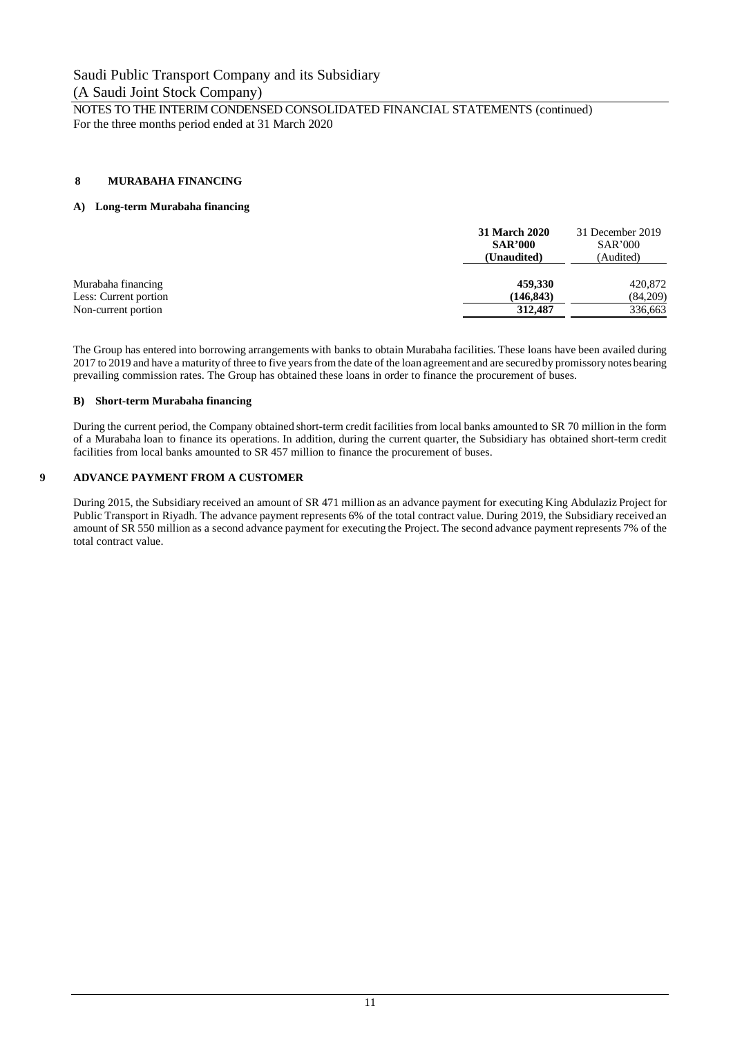## 8 MURABAHA FINANCING

### A) Long-term Murabaha financing

| | **31 March 2020** **SAR'000** **(Unaudited)** | 31 December 2019 SAR'000 (Audited) |
|---|---|---|
| Murabaha financing | **459,330** | 420,872 |
| Less: Current portion | **(146,843)** | (84,209) |
| Non-current portion | **312,487** | 336,663 |

The Group has entered into borrowing arrangements with banks to obtain Murabaha facilities. These loans have been availed during 2017 to 2019 and have a maturity of three to five years from the date of the loan agreement and are secured by promissory notes bearing prevailing commission rates. The Group has obtained these loans in order to finance the procurement of buses.

### B) Short-term Murabaha financing

During the current period, the Company obtained short-term credit facilities from local banks amounted to SR 70 million in the form of a Murabaha loan to finance its operations. In addition, during the current quarter, the Subsidiary has obtained short-term credit facilities from local banks amounted to SR 457 million to finance the procurement of buses.

## 9 ADVANCE PAYMENT FROM A CUSTOMER

During 2015, the Subsidiary received an amount of SR 471 million as an advance payment for executing King Abdulaziz Project for Public Transport in Riyadh. The advance payment represents 6% of the total contract value. During 2019, the Subsidiary received an amount of SR 550 million as a second advance payment for executing the Project. The second advance payment represents 7% of the total contract value.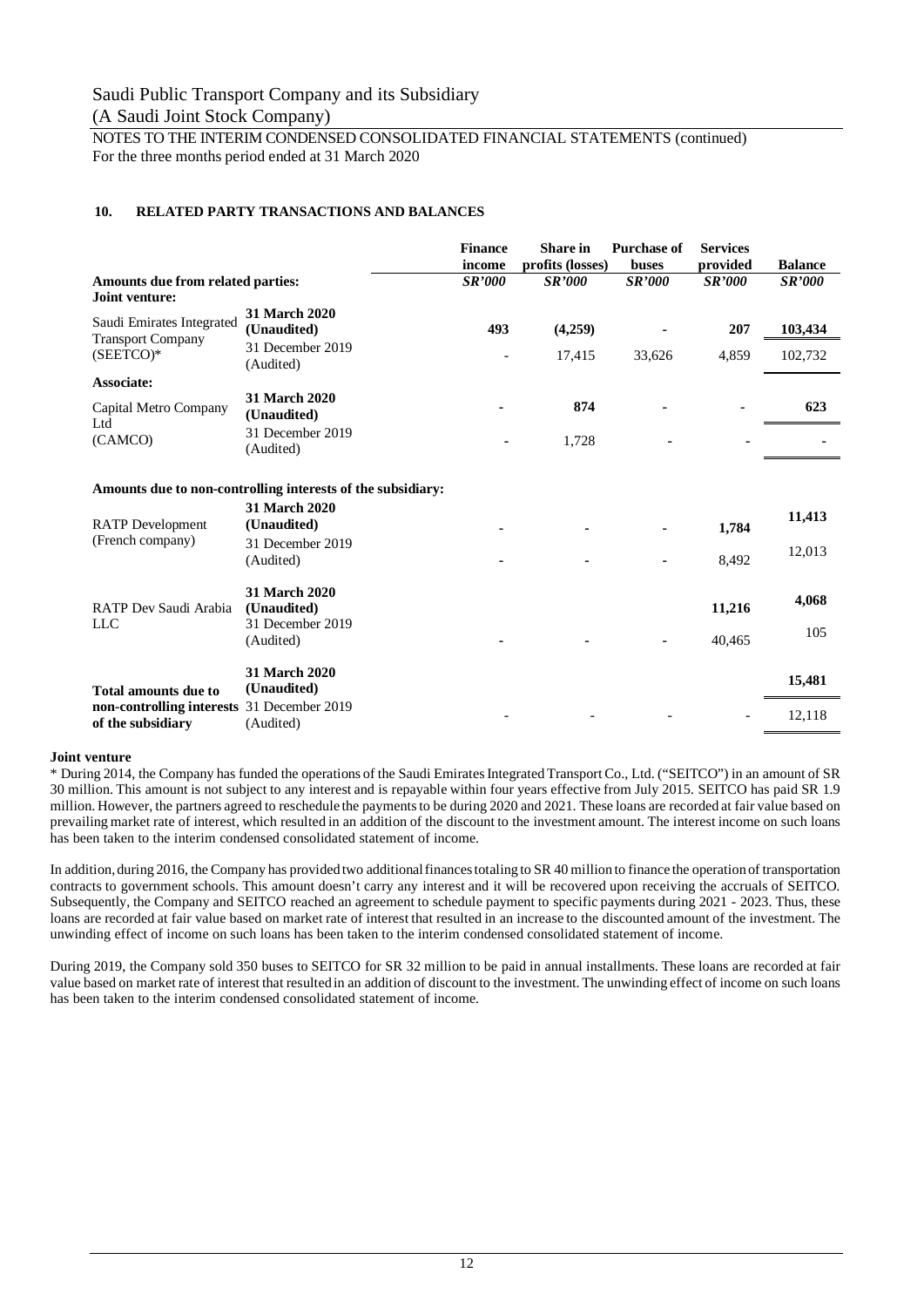Saudi Public Transport Company and its Subsidiary

(A Saudi Joint Stock Company)

NOTES TO THE INTERIM CONDENSED CONSOLIDATED FINANCIAL STATEMENTS (continued)
For the three months period ended at 31 March 2020

## 10. RELATED PARTY TRANSACTIONS AND BALANCES

| | | Finance income | Share in profits (losses) | Purchase of buses | Services provided | Balance |
|---|---|---|---|---|---|---|
| **Amounts due from related parties:** | | ***SR'000*** | ***SR'000*** | ***SR'000*** | ***SR'000*** | ***SR'000*** |
| **Joint venture:** | | | | | | |
| Saudi Emirates Integrated Transport Company (SEETCO)* | **31 March 2020 (Unaudited)** | **493** | **(4,259)** | **-** | **207** | **103,434** |
| | 31 December 2019 (Audited) | - | 17,415 | 33,626 | 4,859 | 102,732 |
| **Associate:** | | | | | | |
| Capital Metro Company Ltd (CAMCO) | **31 March 2020 (Unaudited)** | **-** | **874** | **-** | **-** | **623** |
| | 31 December 2019 (Audited) | - | 1,728 | - | - | - |
| **Amounts due to non-controlling interests of the subsidiary:** | | | | | | |
| RATP Development (French company) | **31 March 2020 (Unaudited)** | **-** | **-** | **-** | **1,784** | **11,413** |
| | 31 December 2019 (Audited) | - | - | - | 8,492 | 12,013 |
| RATP Dev Saudi Arabia LLC | **31 March 2020 (Unaudited)** | | | | **11,216** | **4,068** |
| | 31 December 2019 (Audited) | - | - | - | 40,465 | 105 |
| **Total amounts due to non-controlling interests of the subsidiary** | **31 March 2020 (Unaudited)** | | | | | **15,481** |
| | 31 December 2019 (Audited) | - | - | - | - | 12,118 |

**Joint venture**

* During 2014, the Company has funded the operations of the Saudi Emirates Integrated Transport Co., Ltd. ("SEITCO") in an amount of SR 30 million. This amount is not subject to any interest and is repayable within four years effective from July 2015. SEITCO has paid SR 1.9 million. However, the partners agreed to reschedule the payments to be during 2020 and 2021. These loans are recorded at fair value based on prevailing market rate of interest, which resulted in an addition of the discount to the investment amount. The interest income on such loans has been taken to the interim condensed consolidated statement of income.

In addition, during 2016, the Company has provided two additional finances totaling to SR 40 million to finance the operation of transportation contracts to government schools. This amount doesn't carry any interest and it will be recovered upon receiving the accruals of SEITCO. Subsequently, the Company and SEITCO reached an agreement to schedule payment to specific payments during 2021 - 2023. Thus, these loans are recorded at fair value based on market rate of interest that resulted in an increase to the discounted amount of the investment. The unwinding effect of income on such loans has been taken to the interim condensed consolidated statement of income.

During 2019, the Company sold 350 buses to SEITCO for SR 32 million to be paid in annual installments. These loans are recorded at fair value based on market rate of interest that resulted in an addition of discount to the investment. The unwinding effect of income on such loans has been taken to the interim condensed consolidated statement of income.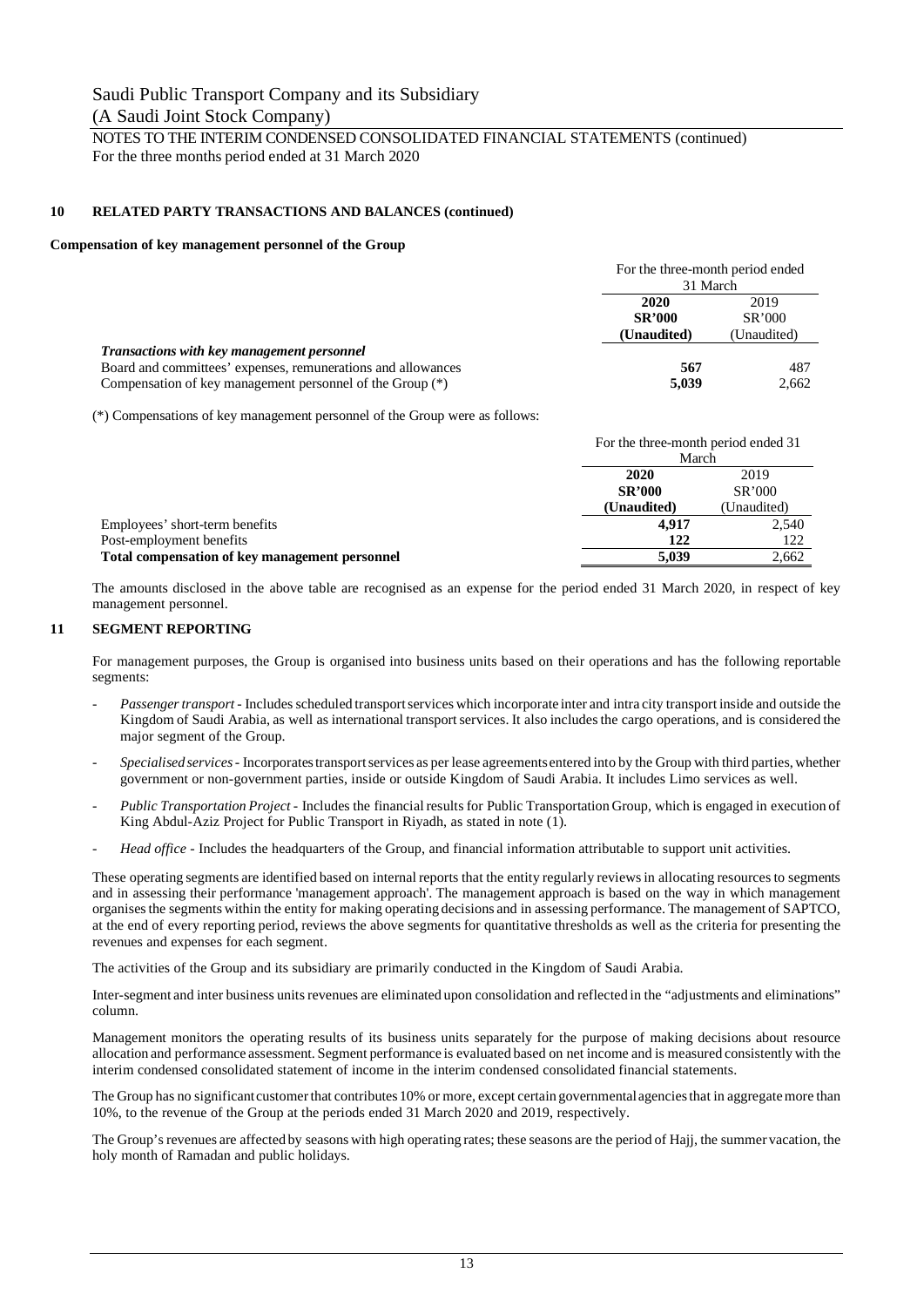Saudi Public Transport Company and its Subsidiary

(A Saudi Joint Stock Company)

NOTES TO THE INTERIM CONDENSED CONSOLIDATED FINANCIAL STATEMENTS (continued)

For the three months period ended at 31 March 2020

## 10 RELATED PARTY TRANSACTIONS AND BALANCES (continued)

**Compensation of key management personnel of the Group**

| | For the three-month period ended 31 March | |
|---|---|---|
| | **2020** | 2019 |
| | **SR'000** | SR'000 |
| | **(Unaudited)** | (Unaudited) |
| ***Transactions with key management personnel*** | | |
| Board and committees' expenses, remunerations and allowances | **567** | 487 |
| Compensation of key management personnel of the Group (*) | **5,039** | 2,662 |

(*) Compensations of key management personnel of the Group were as follows:

| | For the three-month period ended 31 March | |
|---|---|---|
| | **2020** | 2019 |
| | **SR'000** | SR'000 |
| | **(Unaudited)** | (Unaudited) |
| Employees' short-term benefits | **4,917** | 2,540 |
| Post-employment benefits | **122** | 122 |
| **Total compensation of key management personnel** | **5,039** | 2,662 |

The amounts disclosed in the above table are recognised as an expense for the period ended 31 March 2020, in respect of key management personnel.

## 11 SEGMENT REPORTING

For management purposes, the Group is organised into business units based on their operations and has the following reportable segments:

- *Passenger transport* - Includes scheduled transport services which incorporate inter and intra city transport inside and outside the Kingdom of Saudi Arabia, as well as international transport services. It also includes the cargo operations, and is considered the major segment of the Group.
- *Specialised services* - Incorporates transport services as per lease agreements entered into by the Group with third parties, whether government or non-government parties, inside or outside Kingdom of Saudi Arabia. It includes Limo services as well.
- *Public Transportation Project* - Includes the financial results for Public Transportation Group, which is engaged in execution of King Abdul-Aziz Project for Public Transport in Riyadh, as stated in note (1).
- *Head office* - Includes the headquarters of the Group, and financial information attributable to support unit activities.

These operating segments are identified based on internal reports that the entity regularly reviews in allocating resources to segments and in assessing their performance 'management approach'. The management approach is based on the way in which management organises the segments within the entity for making operating decisions and in assessing performance. The management of SAPTCO, at the end of every reporting period, reviews the above segments for quantitative thresholds as well as the criteria for presenting the revenues and expenses for each segment.

The activities of the Group and its subsidiary are primarily conducted in the Kingdom of Saudi Arabia.

Inter-segment and inter business units revenues are eliminated upon consolidation and reflected in the "adjustments and eliminations" column.

Management monitors the operating results of its business units separately for the purpose of making decisions about resource allocation and performance assessment. Segment performance is evaluated based on net income and is measured consistently with the interim condensed consolidated statement of income in the interim condensed consolidated financial statements.

The Group has no significant customer that contributes 10% or more, except certain governmental agencies that in aggregate more than 10%, to the revenue of the Group at the periods ended 31 March 2020 and 2019, respectively.

The Group's revenues are affected by seasons with high operating rates; these seasons are the period of Hajj, the summer vacation, the holy month of Ramadan and public holidays.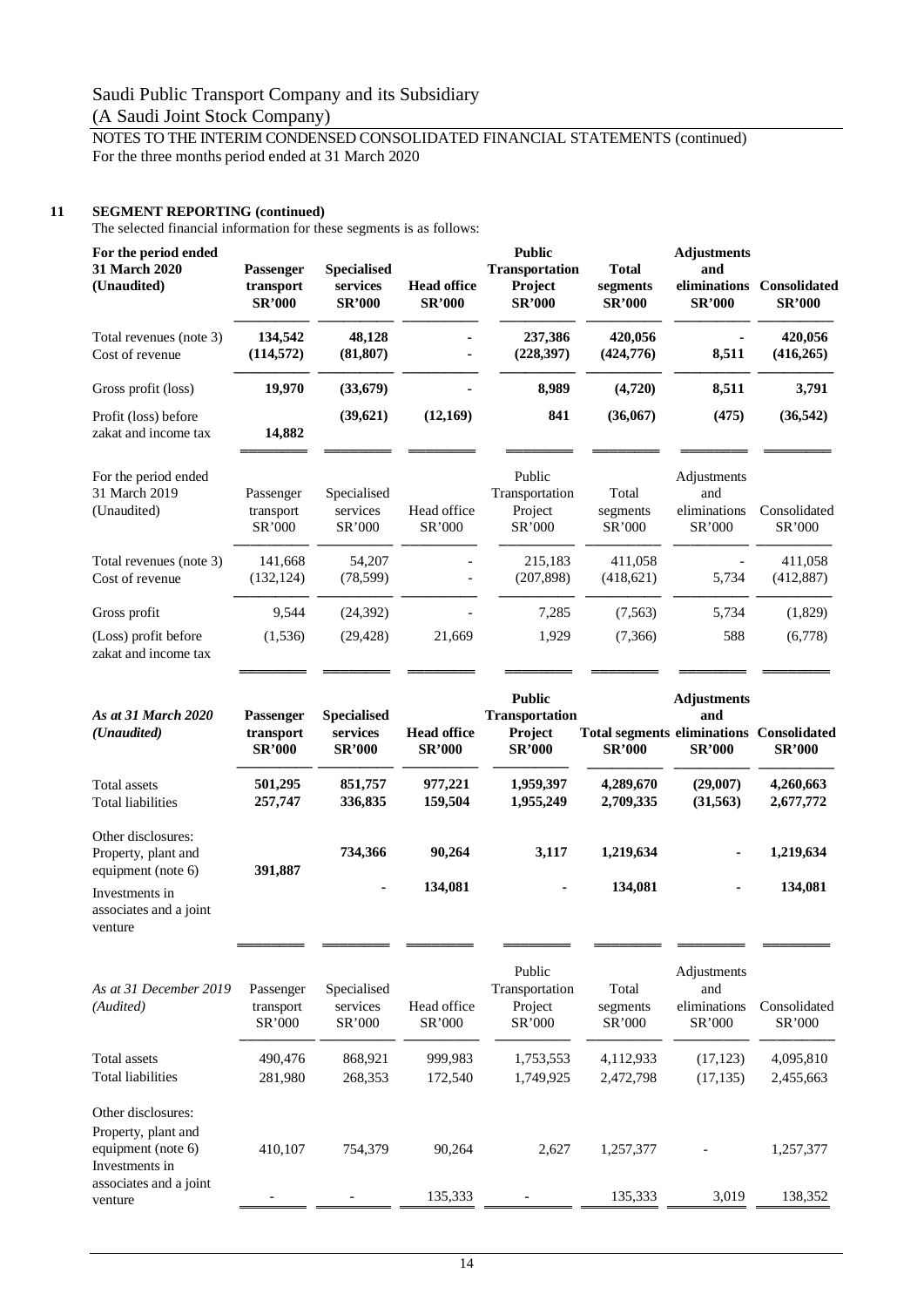Saudi Public Transport Company and its Subsidiary
(A Saudi Joint Stock Company)

NOTES TO THE INTERIM CONDENSED CONSOLIDATED FINANCIAL STATEMENTS (continued)
For the three months period ended at 31 March 2020

## 11 SEGMENT REPORTING (continued)

The selected financial information for these segments is as follows:

| **For the period ended 31 March 2020 (Unaudited)** | **Passenger transport SR'000** | **Specialised services SR'000** | **Head office SR'000** | **Public Transportation Project SR'000** | **Total segments SR'000** | **Adjustments and eliminations SR'000** | **Consolidated SR'000** |
|---|---|---|---|---|---|---|---|
| Total revenues (note 3) | **134,542** | **48,128** | **-** | **237,386** | **420,056** | **-** | **420,056** |
| Cost of revenue | **(114,572)** | **(81,807)** | **-** | **(228,397)** | **(424,776)** | **8,511** | **(416,265)** |
| Gross profit (loss) | **19,970** | **(33,679)** | **-** | **8,989** | **(4,720)** | **8,511** | **3,791** |
| Profit (loss) before zakat and income tax | **14,882** | **(39,621)** | **(12,169)** | **841** | **(36,067)** | **(475)** | **(36,542)** |

| For the period ended 31 March 2019 (Unaudited) | Passenger transport SR'000 | Specialised services SR'000 | Head office SR'000 | Public Transportation Project SR'000 | Total segments SR'000 | Adjustments and eliminations SR'000 | Consolidated SR'000 |
|---|---|---|---|---|---|---|---|
| Total revenues (note 3) | 141,668 | 54,207 | - | 215,183 | 411,058 | - | 411,058 |
| Cost of revenue | (132,124) | (78,599) | - | (207,898) | (418,621) | 5,734 | (412,887) |
| Gross profit | 9,544 | (24,392) | - | 7,285 | (7,563) | 5,734 | (1,829) |
| (Loss) profit before zakat and income tax | (1,536) | (29,428) | 21,669 | 1,929 | (7,366) | 588 | (6,778) |

| ***As at 31 March 2020 (Unaudited)*** | **Passenger transport SR'000** | **Specialised services SR'000** | **Head office SR'000** | **Public Transportation Project SR'000** | **Total segments SR'000** | **Adjustments and eliminations SR'000** | **Consolidated SR'000** |
|---|---|---|---|---|---|---|---|
| Total assets | **501,295** | **851,757** | **977,221** | **1,959,397** | **4,289,670** | **(29,007)** | **4,260,663** |
| Total liabilities | **257,747** | **336,835** | **159,504** | **1,955,249** | **2,709,335** | **(31,563)** | **2,677,772** |
| Other disclosures: | | | | | | | |
| Property, plant and equipment (note 6) | **391,887** | **734,366** | **90,264** | **3,117** | **1,219,634** | **-** | **1,219,634** |
| Investments in associates and a joint venture | | **-** | **134,081** | **-** | **134,081** | **-** | **134,081** |

| *As at 31 December 2019 (Audited)* | Passenger transport SR'000 | Specialised services SR'000 | Head office SR'000 | Public Transportation Project SR'000 | Total segments SR'000 | Adjustments and eliminations SR'000 | Consolidated SR'000 |
|---|---|---|---|---|---|---|---|
| Total assets | 490,476 | 868,921 | 999,983 | 1,753,553 | 4,112,933 | (17,123) | 4,095,810 |
| Total liabilities | 281,980 | 268,353 | 172,540 | 1,749,925 | 2,472,798 | (17,135) | 2,455,663 |
| Other disclosures: | | | | | | | |
| Property, plant and equipment (note 6) | 410,107 | 754,379 | 90,264 | 2,627 | 1,257,377 | - | 1,257,377 |
| Investments in associates and a joint venture | - | - | 135,333 | - | 135,333 | 3,019 | 138,352 |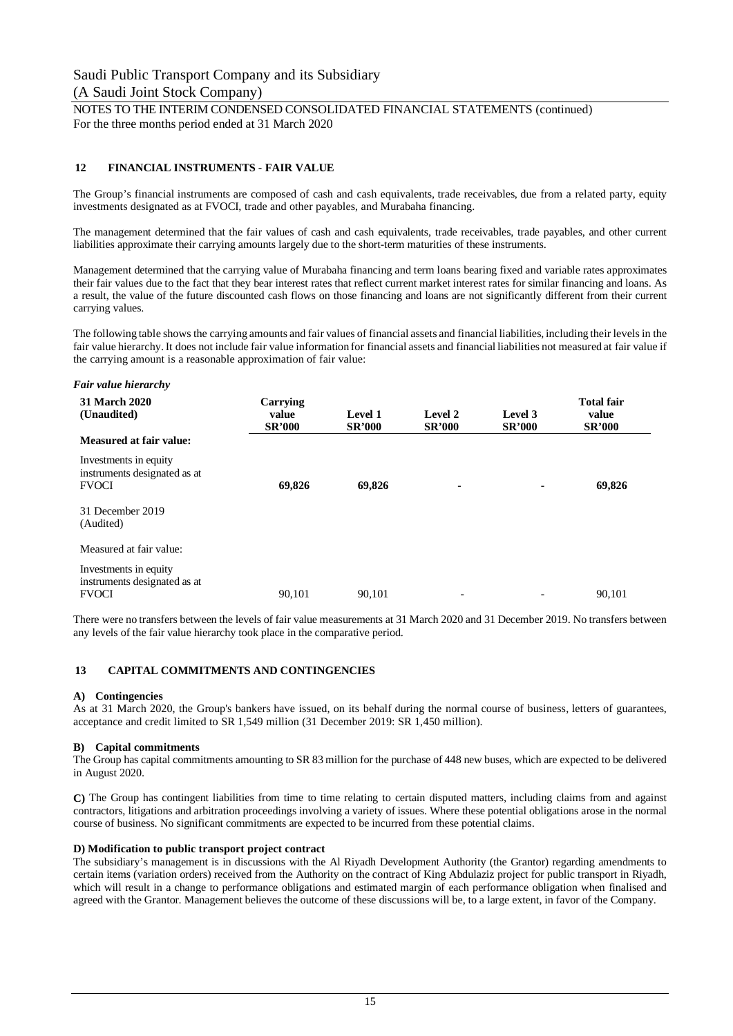## 12 FINANCIAL INSTRUMENTS - FAIR VALUE

The Group's financial instruments are composed of cash and cash equivalents, trade receivables, due from a related party, equity investments designated as at FVOCI, trade and other payables, and Murabaha financing.

The management determined that the fair values of cash and cash equivalents, trade receivables, trade payables, and other current liabilities approximate their carrying amounts largely due to the short-term maturities of these instruments.

Management determined that the carrying value of Murabaha financing and term loans bearing fixed and variable rates approximates their fair values due to the fact that they bear interest rates that reflect current market interest rates for similar financing and loans. As a result, the value of the future discounted cash flows on those financing and loans are not significantly different from their current carrying values.

The following table shows the carrying amounts and fair values of financial assets and financial liabilities, including their levels in the fair value hierarchy. It does not include fair value information for financial assets and financial liabilities not measured at fair value if the carrying amount is a reasonable approximation of fair value:

*Fair value hierarchy*

| 31 March 2020 (Unaudited) | Carrying value SR'000 | Level 1 SR'000 | Level 2 SR'000 | Level 3 SR'000 | Total fair value SR'000 |
|---|---|---|---|---|---|
| **Measured at fair value:** | | | | | |
| Investments in equity instruments designated as at FVOCI | **69,826** | **69,826** | **-** | **-** | **69,826** |
| 31 December 2019 (Audited) | | | | | |
| Measured at fair value: | | | | | |
| Investments in equity instruments designated as at FVOCI | 90,101 | 90,101 | - | - | 90,101 |

There were no transfers between the levels of fair value measurements at 31 March 2020 and 31 December 2019. No transfers between any levels of the fair value hierarchy took place in the comparative period.

## 13 CAPITAL COMMITMENTS AND CONTINGENCIES

**A) Contingencies**

As at 31 March 2020, the Group's bankers have issued, on its behalf during the normal course of business, letters of guarantees, acceptance and credit limited to SR 1,549 million (31 December 2019: SR 1,450 million).

**B) Capital commitments**

The Group has capital commitments amounting to SR 83 million for the purchase of 448 new buses, which are expected to be delivered in August 2020.

**C)** The Group has contingent liabilities from time to time relating to certain disputed matters, including claims from and against contractors, litigations and arbitration proceedings involving a variety of issues. Where these potential obligations arose in the normal course of business. No significant commitments are expected to be incurred from these potential claims.

**D) Modification to public transport project contract**

The subsidiary's management is in discussions with the Al Riyadh Development Authority (the Grantor) regarding amendments to certain items (variation orders) received from the Authority on the contract of King Abdulaziz project for public transport in Riyadh, which will result in a change to performance obligations and estimated margin of each performance obligation when finalised and agreed with the Grantor. Management believes the outcome of these discussions will be, to a large extent, in favor of the Company.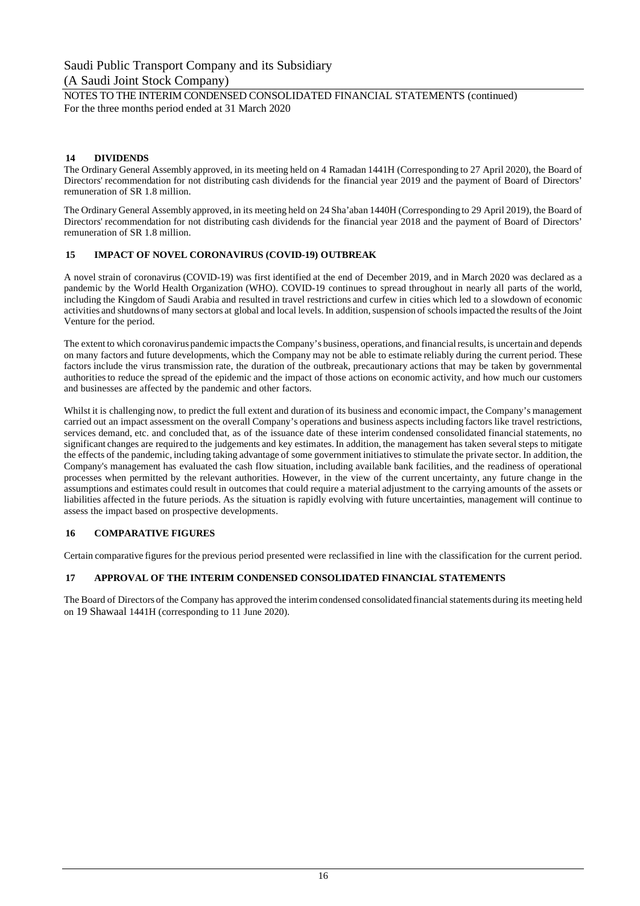## 14 DIVIDENDS

The Ordinary General Assembly approved, in its meeting held on 4 Ramadan 1441H (Corresponding to 27 April 2020), the Board of Directors' recommendation for not distributing cash dividends for the financial year 2019 and the payment of Board of Directors' remuneration of SR 1.8 million.

The Ordinary General Assembly approved, in its meeting held on 24 Sha'aban 1440H (Corresponding to 29 April 2019), the Board of Directors' recommendation for not distributing cash dividends for the financial year 2018 and the payment of Board of Directors' remuneration of SR 1.8 million.

## 15 IMPACT OF NOVEL CORONAVIRUS (COVID-19) OUTBREAK

A novel strain of coronavirus (COVID-19) was first identified at the end of December 2019, and in March 2020 was declared as a pandemic by the World Health Organization (WHO). COVID-19 continues to spread throughout in nearly all parts of the world, including the Kingdom of Saudi Arabia and resulted in travel restrictions and curfew in cities which led to a slowdown of economic activities and shutdowns of many sectors at global and local levels. In addition, suspension of schools impacted the results of the Joint Venture for the period.

The extent to which coronavirus pandemic impacts the Company's business, operations, and financial results, is uncertain and depends on many factors and future developments, which the Company may not be able to estimate reliably during the current period. These factors include the virus transmission rate, the duration of the outbreak, precautionary actions that may be taken by governmental authorities to reduce the spread of the epidemic and the impact of those actions on economic activity, and how much our customers and businesses are affected by the pandemic and other factors.

Whilst it is challenging now, to predict the full extent and duration of its business and economic impact, the Company's management carried out an impact assessment on the overall Company's operations and business aspects including factors like travel restrictions, services demand, etc. and concluded that, as of the issuance date of these interim condensed consolidated financial statements, no significant changes are required to the judgements and key estimates. In addition, the management has taken several steps to mitigate the effects of the pandemic, including taking advantage of some government initiatives to stimulate the private sector. In addition, the Company's management has evaluated the cash flow situation, including available bank facilities, and the readiness of operational processes when permitted by the relevant authorities. However, in the view of the current uncertainty, any future change in the assumptions and estimates could result in outcomes that could require a material adjustment to the carrying amounts of the assets or liabilities affected in the future periods. As the situation is rapidly evolving with future uncertainties, management will continue to assess the impact based on prospective developments.

## 16 COMPARATIVE FIGURES

Certain comparative figures for the previous period presented were reclassified in line with the classification for the current period.

## 17 APPROVAL OF THE INTERIM CONDENSED CONSOLIDATED FINANCIAL STATEMENTS

The Board of Directors of the Company has approved the interim condensed consolidated financial statements during its meeting held on 19 Shawaal 1441H (corresponding to 11 June 2020).